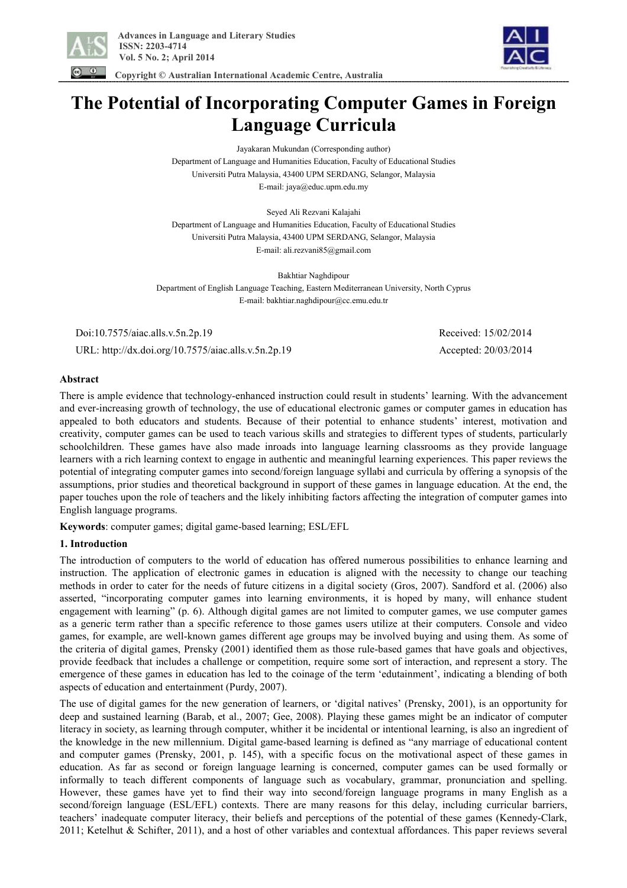# The Potential of Incorporating Computer Games in Foreign Language Curricula

Jayakaran Mukundan (Corresponding author)
Department of Language and Humanities Education, Faculty of Educational Studies
Universiti Putra Malaysia, 43400 UPM SERDANG, Selangor, Malaysia
E-mail: jaya@educ.upm.edu.my

Seyed Ali Rezvani Kalajahi
Department of Language and Humanities Education, Faculty of Educational Studies
Universiti Putra Malaysia, 43400 UPM SERDANG, Selangor, Malaysia
E-mail: ali.rezvani85@gmail.com

Bakhtiar Naghdipour
Department of English Language Teaching, Eastern Mediterranean University, North Cyprus
E-mail: bakhtiar.naghdipour@cc.emu.edu.tr

Doi:10.7575/aiac.alls.v.5n.2p.19 Received: 15/02/2014
URL: http://dx.doi.org/10.7575/aiac.alls.v.5n.2p.19 Accepted: 20/03/2014

## Abstract

There is ample evidence that technology-enhanced instruction could result in students' learning. With the advancement and ever-increasing growth of technology, the use of educational electronic games or computer games in education has appealed to both educators and students. Because of their potential to enhance students' interest, motivation and creativity, computer games can be used to teach various skills and strategies to different types of students, particularly schoolchildren. These games have also made inroads into language learning classrooms as they provide language learners with a rich learning context to engage in authentic and meaningful learning experiences. This paper reviews the potential of integrating computer games into second/foreign language syllabi and curricula by offering a synopsis of the assumptions, prior studies and theoretical background in support of these games in language education. At the end, the paper touches upon the role of teachers and the likely inhibiting factors affecting the integration of computer games into English language programs.

**Keywords**: computer games; digital game-based learning; ESL/EFL

## 1. Introduction

The introduction of computers to the world of education has offered numerous possibilities to enhance learning and instruction. The application of electronic games in education is aligned with the necessity to change our teaching methods in order to cater for the needs of future citizens in a digital society (Gros, 2007). Sandford et al. (2006) also asserted, "incorporating computer games into learning environments, it is hoped by many, will enhance student engagement with learning" (p. 6). Although digital games are not limited to computer games, we use computer games as a generic term rather than a specific reference to those games users utilize at their computers. Console and video games, for example, are well-known games different age groups may be involved buying and using them. As some of the criteria of digital games, Prensky (2001) identified them as those rule-based games that have goals and objectives, provide feedback that includes a challenge or competition, require some sort of interaction, and represent a story. The emergence of these games in education has led to the coinage of the term 'edutainment', indicating a blending of both aspects of education and entertainment (Purdy, 2007).

The use of digital games for the new generation of learners, or 'digital natives' (Prensky, 2001), is an opportunity for deep and sustained learning (Barab, et al., 2007; Gee, 2008). Playing these games might be an indicator of computer literacy in society, as learning through computer, whither it be incidental or intentional learning, is also an ingredient of the knowledge in the new millennium. Digital game-based learning is defined as "any marriage of educational content and computer games (Prensky, 2001, p. 145), with a specific focus on the motivational aspect of these games in education. As far as second or foreign language learning is concerned, computer games can be used formally or informally to teach different components of language such as vocabulary, grammar, pronunciation and spelling. However, these games have yet to find their way into second/foreign language programs in many English as a second/foreign language (ESL/EFL) contexts. There are many reasons for this delay, including curricular barriers, teachers' inadequate computer literacy, their beliefs and perceptions of the potential of these games (Kennedy-Clark, 2011; Ketelhut & Schifter, 2011), and a host of other variables and contextual affordances. This paper reviews several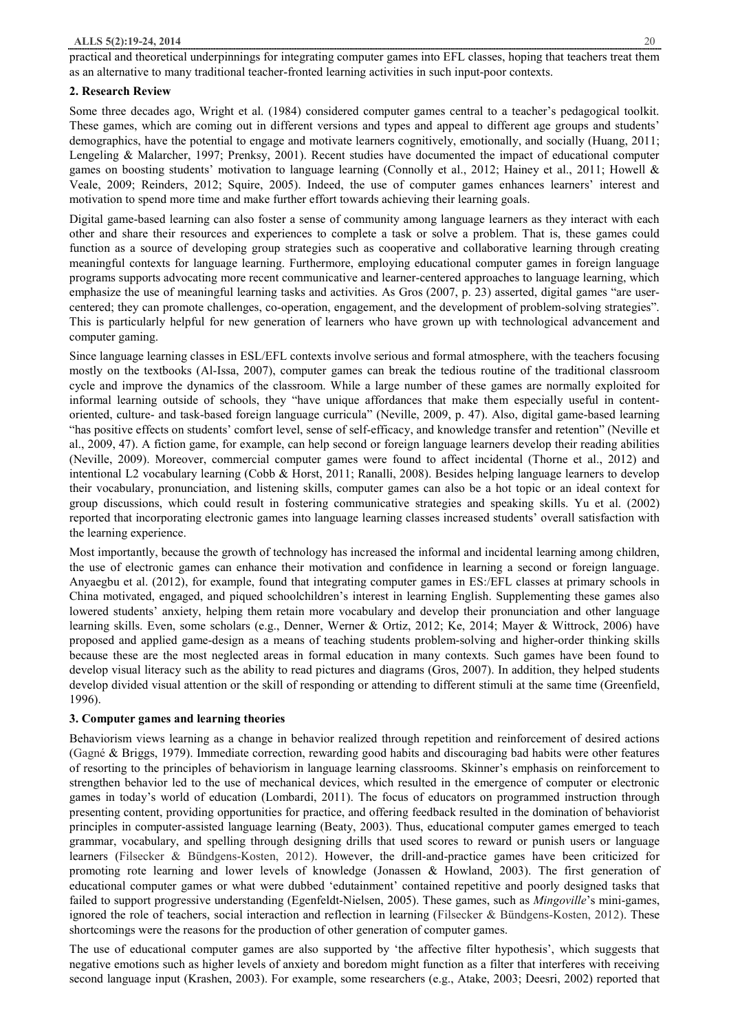practical and theoretical underpinnings for integrating computer games into EFL classes, hoping that teachers treat them as an alternative to many traditional teacher-fronted learning activities in such input-poor contexts.

## 2. Research Review

Some three decades ago, Wright et al. (1984) considered computer games central to a teacher's pedagogical toolkit. These games, which are coming out in different versions and types and appeal to different age groups and students' demographics, have the potential to engage and motivate learners cognitively, emotionally, and socially (Huang, 2011; Lengeling & Malarcher, 1997; Prenksy, 2001). Recent studies have documented the impact of educational computer games on boosting students' motivation to language learning (Connolly et al., 2012; Hainey et al., 2011; Howell & Veale, 2009; Reinders, 2012; Squire, 2005). Indeed, the use of computer games enhances learners' interest and motivation to spend more time and make further effort towards achieving their learning goals.

Digital game-based learning can also foster a sense of community among language learners as they interact with each other and share their resources and experiences to complete a task or solve a problem. That is, these games could function as a source of developing group strategies such as cooperative and collaborative learning through creating meaningful contexts for language learning. Furthermore, employing educational computer games in foreign language programs supports advocating more recent communicative and learner-centered approaches to language learning, which emphasize the use of meaningful learning tasks and activities. As Gros (2007, p. 23) asserted, digital games "are user-centered; they can promote challenges, co-operation, engagement, and the development of problem-solving strategies". This is particularly helpful for new generation of learners who have grown up with technological advancement and computer gaming.

Since language learning classes in ESL/EFL contexts involve serious and formal atmosphere, with the teachers focusing mostly on the textbooks (Al-Issa, 2007), computer games can break the tedious routine of the traditional classroom cycle and improve the dynamics of the classroom. While a large number of these games are normally exploited for informal learning outside of schools, they "have unique affordances that make them especially useful in content-oriented, culture- and task-based foreign language curricula" (Neville, 2009, p. 47). Also, digital game-based learning "has positive effects on students' comfort level, sense of self-efficacy, and knowledge transfer and retention" (Neville et al., 2009, 47). A fiction game, for example, can help second or foreign language learners develop their reading abilities (Neville, 2009). Moreover, commercial computer games were found to affect incidental (Thorne et al., 2012) and intentional L2 vocabulary learning (Cobb & Horst, 2011; Ranalli, 2008). Besides helping language learners to develop their vocabulary, pronunciation, and listening skills, computer games can also be a hot topic or an ideal context for group discussions, which could result in fostering communicative strategies and speaking skills. Yu et al. (2002) reported that incorporating electronic games into language learning classes increased students' overall satisfaction with the learning experience.

Most importantly, because the growth of technology has increased the informal and incidental learning among children, the use of electronic games can enhance their motivation and confidence in learning a second or foreign language. Anyaegbu et al. (2012), for example, found that integrating computer games in ES:/EFL classes at primary schools in China motivated, engaged, and piqued schoolchildren's interest in learning English. Supplementing these games also lowered students' anxiety, helping them retain more vocabulary and develop their pronunciation and other language learning skills. Even, some scholars (e.g., Denner, Werner & Ortiz, 2012; Ke, 2014; Mayer & Wittrock, 2006) have proposed and applied game-design as a means of teaching students problem-solving and higher-order thinking skills because these are the most neglected areas in formal education in many contexts. Such games have been found to develop visual literacy such as the ability to read pictures and diagrams (Gros, 2007). In addition, they helped students develop divided visual attention or the skill of responding or attending to different stimuli at the same time (Greenfield, 1996).

## 3. Computer games and learning theories

Behaviorism views learning as a change in behavior realized through repetition and reinforcement of desired actions (Gagné & Briggs, 1979). Immediate correction, rewarding good habits and discouraging bad habits were other features of resorting to the principles of behaviorism in language learning classrooms. Skinner's emphasis on reinforcement to strengthen behavior led to the use of mechanical devices, which resulted in the emergence of computer or electronic games in today's world of education (Lombardi, 2011). The focus of educators on programmed instruction through presenting content, providing opportunities for practice, and offering feedback resulted in the domination of behaviorist principles in computer-assisted language learning (Beaty, 2003). Thus, educational computer games emerged to teach grammar, vocabulary, and spelling through designing drills that used scores to reward or punish users or language learners (Filsecker & Bündgens-Kosten, 2012). However, the drill-and-practice games have been criticized for promoting rote learning and lower levels of knowledge (Jonassen & Howland, 2003). The first generation of educational computer games or what were dubbed 'edutainment' contained repetitive and poorly designed tasks that failed to support progressive understanding (Egenfeldt-Nielsen, 2005). These games, such as *Mingoville*'s mini-games, ignored the role of teachers, social interaction and reflection in learning (Filsecker & Bündgens-Kosten, 2012). These shortcomings were the reasons for the production of other generation of computer games.

The use of educational computer games are also supported by 'the affective filter hypothesis', which suggests that negative emotions such as higher levels of anxiety and boredom might function as a filter that interferes with receiving second language input (Krashen, 2003). For example, some researchers (e.g., Atake, 2003; Deesri, 2002) reported that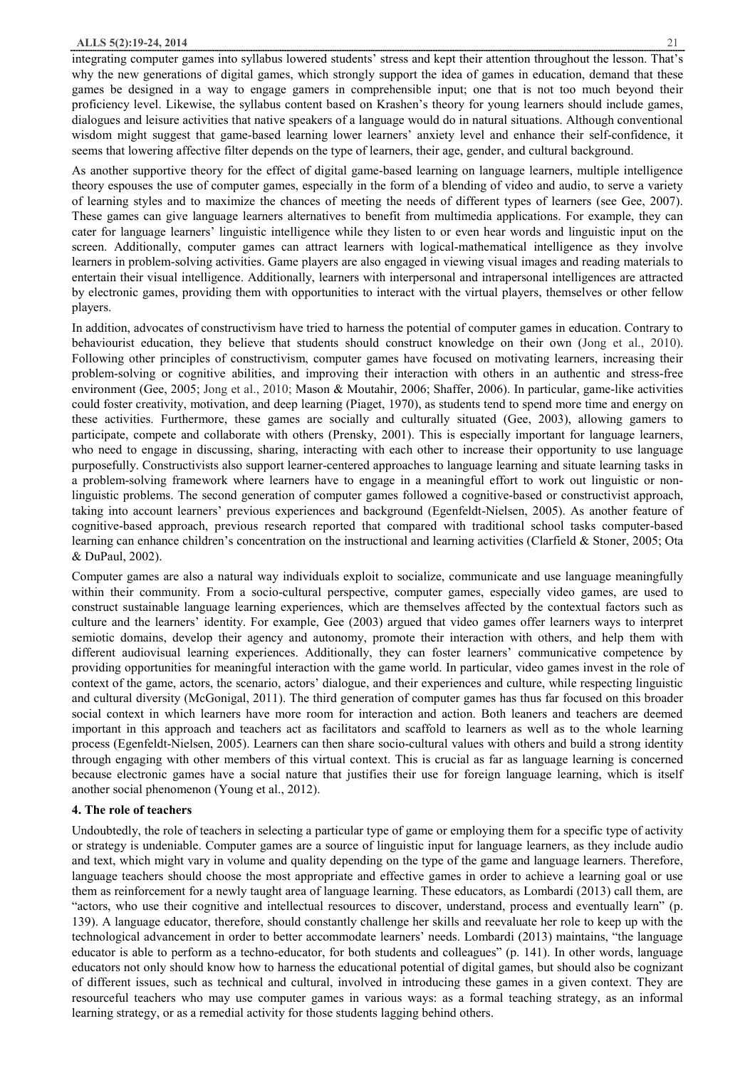integrating computer games into syllabus lowered students' stress and kept their attention throughout the lesson. That's why the new generations of digital games, which strongly support the idea of games in education, demand that these games be designed in a way to engage gamers in comprehensible input; one that is not too much beyond their proficiency level. Likewise, the syllabus content based on Krashen's theory for young learners should include games, dialogues and leisure activities that native speakers of a language would do in natural situations. Although conventional wisdom might suggest that game-based learning lower learners' anxiety level and enhance their self-confidence, it seems that lowering affective filter depends on the type of learners, their age, gender, and cultural background.

As another supportive theory for the effect of digital game-based learning on language learners, multiple intelligence theory espouses the use of computer games, especially in the form of a blending of video and audio, to serve a variety of learning styles and to maximize the chances of meeting the needs of different types of learners (see Gee, 2007). These games can give language learners alternatives to benefit from multimedia applications. For example, they can cater for language learners' linguistic intelligence while they listen to or even hear words and linguistic input on the screen. Additionally, computer games can attract learners with logical-mathematical intelligence as they involve learners in problem-solving activities. Game players are also engaged in viewing visual images and reading materials to entertain their visual intelligence. Additionally, learners with interpersonal and intrapersonal intelligences are attracted by electronic games, providing them with opportunities to interact with the virtual players, themselves or other fellow players.

In addition, advocates of constructivism have tried to harness the potential of computer games in education. Contrary to behaviourist education, they believe that students should construct knowledge on their own (Jong et al., 2010). Following other principles of constructivism, computer games have focused on motivating learners, increasing their problem-solving or cognitive abilities, and improving their interaction with others in an authentic and stress-free environment (Gee, 2005; Jong et al., 2010; Mason & Moutahir, 2006; Shaffer, 2006). In particular, game-like activities could foster creativity, motivation, and deep learning (Piaget, 1970), as students tend to spend more time and energy on these activities. Furthermore, these games are socially and culturally situated (Gee, 2003), allowing gamers to participate, compete and collaborate with others (Prensky, 2001). This is especially important for language learners, who need to engage in discussing, sharing, interacting with each other to increase their opportunity to use language purposefully. Constructivists also support learner-centered approaches to language learning and situate learning tasks in a problem-solving framework where learners have to engage in a meaningful effort to work out linguistic or non-linguistic problems. The second generation of computer games followed a cognitive-based or constructivist approach, taking into account learners' previous experiences and background (Egenfeldt-Nielsen, 2005). As another feature of cognitive-based approach, previous research reported that compared with traditional school tasks computer-based learning can enhance children's concentration on the instructional and learning activities (Clarfield & Stoner, 2005; Ota & DuPaul, 2002).

Computer games are also a natural way individuals exploit to socialize, communicate and use language meaningfully within their community. From a socio-cultural perspective, computer games, especially video games, are used to construct sustainable language learning experiences, which are themselves affected by the contextual factors such as culture and the learners' identity. For example, Gee (2003) argued that video games offer learners ways to interpret semiotic domains, develop their agency and autonomy, promote their interaction with others, and help them with different audiovisual learning experiences. Additionally, they can foster learners' communicative competence by providing opportunities for meaningful interaction with the game world. In particular, video games invest in the role of context of the game, actors, the scenario, actors' dialogue, and their experiences and culture, while respecting linguistic and cultural diversity (McGonigal, 2011). The third generation of computer games has thus far focused on this broader social context in which learners have more room for interaction and action. Both leaners and teachers are deemed important in this approach and teachers act as facilitators and scaffold to learners as well as to the whole learning process (Egenfeldt-Nielsen, 2005). Learners can then share socio-cultural values with others and build a strong identity through engaging with other members of this virtual context. This is crucial as far as language learning is concerned because electronic games have a social nature that justifies their use for foreign language learning, which is itself another social phenomenon (Young et al., 2012).

## 4. The role of teachers

Undoubtedly, the role of teachers in selecting a particular type of game or employing them for a specific type of activity or strategy is undeniable. Computer games are a source of linguistic input for language learners, as they include audio and text, which might vary in volume and quality depending on the type of the game and language learners. Therefore, language teachers should choose the most appropriate and effective games in order to achieve a learning goal or use them as reinforcement for a newly taught area of language learning. These educators, as Lombardi (2013) call them, are "actors, who use their cognitive and intellectual resources to discover, understand, process and eventually learn" (p. 139). A language educator, therefore, should constantly challenge her skills and reevaluate her role to keep up with the technological advancement in order to better accommodate learners' needs. Lombardi (2013) maintains, "the language educator is able to perform as a techno-educator, for both students and colleagues" (p. 141). In other words, language educators not only should know how to harness the educational potential of digital games, but should also be cognizant of different issues, such as technical and cultural, involved in introducing these games in a given context. They are resourceful teachers who may use computer games in various ways: as a formal teaching strategy, as an informal learning strategy, or as a remedial activity for those students lagging behind others.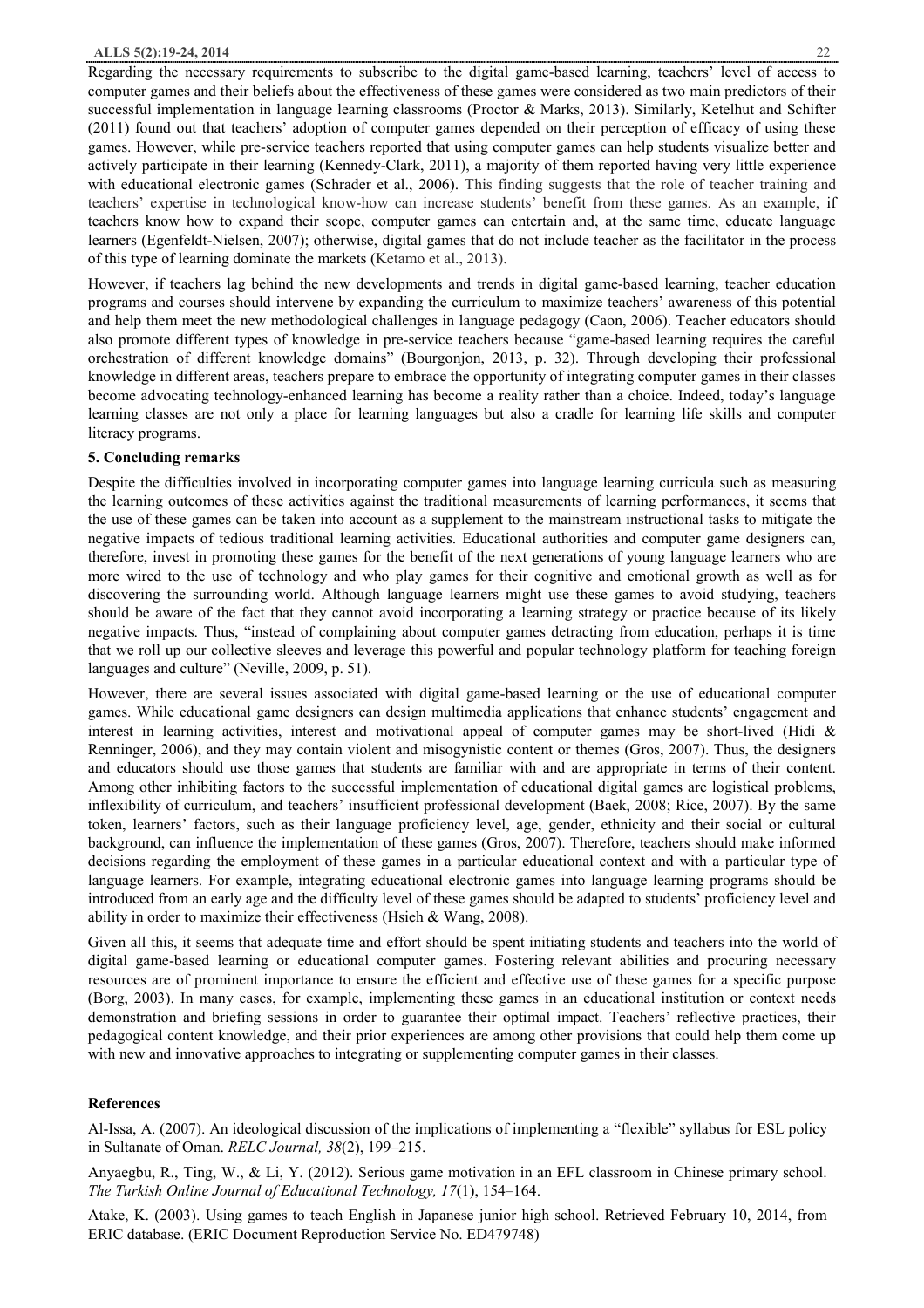Regarding the necessary requirements to subscribe to the digital game-based learning, teachers' level of access to computer games and their beliefs about the effectiveness of these games were considered as two main predictors of their successful implementation in language learning classrooms (Proctor & Marks, 2013). Similarly, Ketelhut and Schifter (2011) found out that teachers' adoption of computer games depended on their perception of efficacy of using these games. However, while pre-service teachers reported that using computer games can help students visualize better and actively participate in their learning (Kennedy-Clark, 2011), a majority of them reported having very little experience with educational electronic games (Schrader et al., 2006). This finding suggests that the role of teacher training and teachers' expertise in technological know-how can increase students' benefit from these games. As an example, if teachers know how to expand their scope, computer games can entertain and, at the same time, educate language learners (Egenfeldt-Nielsen, 2007); otherwise, digital games that do not include teacher as the facilitator in the process of this type of learning dominate the markets (Ketamo et al., 2013).

However, if teachers lag behind the new developments and trends in digital game-based learning, teacher education programs and courses should intervene by expanding the curriculum to maximize teachers' awareness of this potential and help them meet the new methodological challenges in language pedagogy (Caon, 2006). Teacher educators should also promote different types of knowledge in pre-service teachers because "game-based learning requires the careful orchestration of different knowledge domains" (Bourgonjon, 2013, p. 32). Through developing their professional knowledge in different areas, teachers prepare to embrace the opportunity of integrating computer games in their classes become advocating technology-enhanced learning has become a reality rather than a choice. Indeed, today's language learning classes are not only a place for learning languages but also a cradle for learning life skills and computer literacy programs.

**5. Concluding remarks**

Despite the difficulties involved in incorporating computer games into language learning curricula such as measuring the learning outcomes of these activities against the traditional measurements of learning performances, it seems that the use of these games can be taken into account as a supplement to the mainstream instructional tasks to mitigate the negative impacts of tedious traditional learning activities. Educational authorities and computer game designers can, therefore, invest in promoting these games for the benefit of the next generations of young language learners who are more wired to the use of technology and who play games for their cognitive and emotional growth as well as for discovering the surrounding world. Although language learners might use these games to avoid studying, teachers should be aware of the fact that they cannot avoid incorporating a learning strategy or practice because of its likely negative impacts. Thus, "instead of complaining about computer games detracting from education, perhaps it is time that we roll up our collective sleeves and leverage this powerful and popular technology platform for teaching foreign languages and culture" (Neville, 2009, p. 51).

However, there are several issues associated with digital game-based learning or the use of educational computer games. While educational game designers can design multimedia applications that enhance students' engagement and interest in learning activities, interest and motivational appeal of computer games may be short-lived (Hidi & Renninger, 2006), and they may contain violent and misogynistic content or themes (Gros, 2007). Thus, the designers and educators should use those games that students are familiar with and are appropriate in terms of their content. Among other inhibiting factors to the successful implementation of educational digital games are logistical problems, inflexibility of curriculum, and teachers' insufficient professional development (Baek, 2008; Rice, 2007). By the same token, learners' factors, such as their language proficiency level, age, gender, ethnicity and their social or cultural background, can influence the implementation of these games (Gros, 2007). Therefore, teachers should make informed decisions regarding the employment of these games in a particular educational context and with a particular type of language learners. For example, integrating educational electronic games into language learning programs should be introduced from an early age and the difficulty level of these games should be adapted to students' proficiency level and ability in order to maximize their effectiveness (Hsieh & Wang, 2008).

Given all this, it seems that adequate time and effort should be spent initiating students and teachers into the world of digital game-based learning or educational computer games. Fostering relevant abilities and procuring necessary resources are of prominent importance to ensure the efficient and effective use of these games for a specific purpose (Borg, 2003). In many cases, for example, implementing these games in an educational institution or context needs demonstration and briefing sessions in order to guarantee their optimal impact. Teachers' reflective practices, their pedagogical content knowledge, and their prior experiences are among other provisions that could help them come up with new and innovative approaches to integrating or supplementing computer games in their classes.

**References**

Al-Issa, A. (2007). An ideological discussion of the implications of implementing a "flexible" syllabus for ESL policy in Sultanate of Oman. *RELC Journal, 38*(2), 199–215.

Anyaegbu, R., Ting, W., & Li, Y. (2012). Serious game motivation in an EFL classroom in Chinese primary school. *The Turkish Online Journal of Educational Technology, 17*(1), 154–164.

Atake, K. (2003). Using games to teach English in Japanese junior high school. Retrieved February 10, 2014, from ERIC database. (ERIC Document Reproduction Service No. ED479748)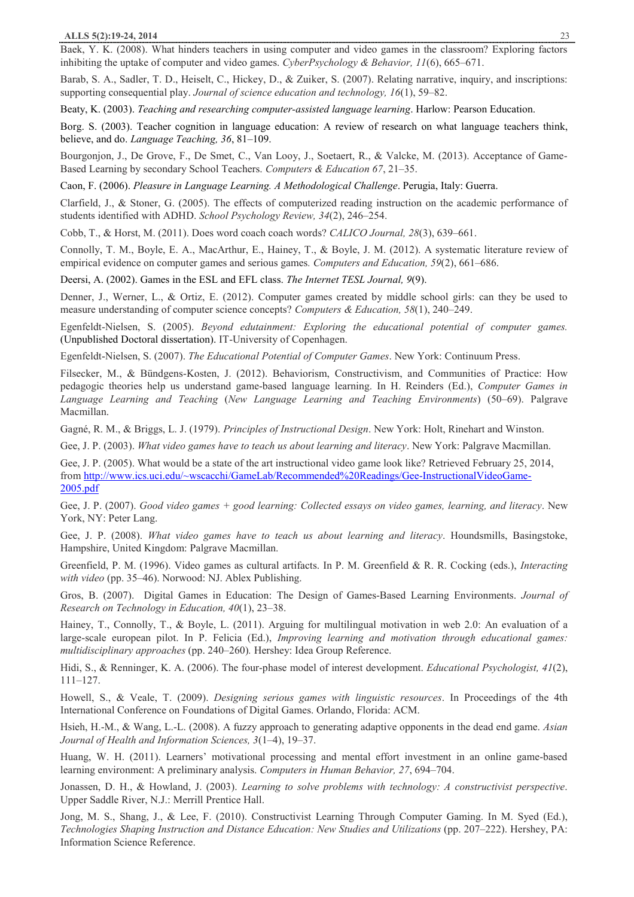Baek, Y. K. (2008). What hinders teachers in using computer and video games in the classroom? Exploring factors inhibiting the uptake of computer and video games. *CyberPsychology & Behavior, 11*(6), 665–671.

Barab, S. A., Sadler, T. D., Heiselt, C., Hickey, D., & Zuiker, S. (2007). Relating narrative, inquiry, and inscriptions: supporting consequential play. *Journal of science education and technology, 16*(1), 59–82.

Beaty, K. (2003). *Teaching and researching computer-assisted language learning*. Harlow: Pearson Education.

Borg. S. (2003). Teacher cognition in language education: A review of research on what language teachers think, believe, and do. *Language Teaching, 36*, 81–109.

Bourgonjon, J., De Grove, F., De Smet, C., Van Looy, J., Soetaert, R., & Valcke, M. (2013). Acceptance of Game-Based Learning by secondary School Teachers. *Computers & Education 67*, 21–35.

Caon, F. (2006). *Pleasure in Language Learning. A Methodological Challenge*. Perugia, Italy: Guerra.

Clarfield, J., & Stoner, G. (2005). The effects of computerized reading instruction on the academic performance of students identified with ADHD. *School Psychology Review, 34*(2), 246–254.

Cobb, T., & Horst, M. (2011). Does word coach coach words? *CALICO Journal, 28*(3), 639–661.

Connolly, T. M., Boyle, E. A., MacArthur, E., Hainey, T., & Boyle, J. M. (2012). A systematic literature review of empirical evidence on computer games and serious games*. Computers and Education, 59*(2), 661–686.

Deersi, A. (2002). Games in the ESL and EFL class. *The Internet TESL Journal, 9*(9).

Denner, J., Werner, L., & Ortiz, E. (2012). Computer games created by middle school girls: can they be used to measure understanding of computer science concepts? *Computers & Education, 58*(1), 240–249.

Egenfeldt-Nielsen, S. (2005). *Beyond edutainment: Exploring the educational potential of computer games.* (Unpublished Doctoral dissertation). IT-University of Copenhagen.

Egenfeldt-Nielsen, S. (2007). *The Educational Potential of Computer Games*. New York: Continuum Press.

Filsecker, M., & Bündgens-Kosten, J. (2012). Behaviorism, Constructivism, and Communities of Practice: How pedagogic theories help us understand game-based language learning. In H. Reinders (Ed.), *Computer Games in Language Learning and Teaching* (*New Language Learning and Teaching Environments*) (50–69). Palgrave Macmillan.

Gagné, R. M., & Briggs, L. J. (1979). *Principles of Instructional Design*. New York: Holt, Rinehart and Winston.

Gee, J. P. (2003). *What video games have to teach us about learning and literacy*. New York: Palgrave Macmillan.

Gee, J. P. (2005). What would be a state of the art instructional video game look like? Retrieved February 25, 2014, from http://www.ics.uci.edu/~wscacchi/GameLab/Recommended%20Readings/Gee-InstructionalVideoGame-2005.pdf

Gee, J. P. (2007). *Good video games + good learning: Collected essays on video games, learning, and literacy*. New York, NY: Peter Lang.

Gee, J. P. (2008). *What video games have to teach us about learning and literacy*. Houndsmills, Basingstoke, Hampshire, United Kingdom: Palgrave Macmillan.

Greenfield, P. M. (1996). Video games as cultural artifacts. In P. M. Greenfield & R. R. Cocking (eds.), *Interacting with video* (pp. 35–46). Norwood: NJ. Ablex Publishing.

Gros, B. (2007). Digital Games in Education: The Design of Games-Based Learning Environments. *Journal of Research on Technology in Education, 40*(1), 23–38.

Hainey, T., Connolly, T., & Boyle, L. (2011). Arguing for multilingual motivation in web 2.0: An evaluation of a large-scale european pilot. In P. Felicia (Ed.), *Improving learning and motivation through educational games: multidisciplinary approaches* (pp. 240–260)*.* Hershey: Idea Group Reference.

Hidi, S., & Renninger, K. A. (2006). The four-phase model of interest development. *Educational Psychologist, 41*(2), 111–127.

Howell, S., & Veale, T. (2009). *Designing serious games with linguistic resources*. In Proceedings of the 4th International Conference on Foundations of Digital Games. Orlando, Florida: ACM.

Hsieh, H.-M., & Wang, L.-L. (2008). A fuzzy approach to generating adaptive opponents in the dead end game. *Asian Journal of Health and Information Sciences, 3*(1–4), 19–37.

Huang, W. H. (2011). Learners' motivational processing and mental effort investment in an online game-based learning environment: A preliminary analysis. *Computers in Human Behavior, 27*, 694–704.

Jonassen, D. H., & Howland, J. (2003). *Learning to solve problems with technology: A constructivist perspective*. Upper Saddle River, N.J.: Merrill Prentice Hall.

Jong, M. S., Shang, J., & Lee, F. (2010). Constructivist Learning Through Computer Gaming. In M. Syed (Ed.), *Technologies Shaping Instruction and Distance Education: New Studies and Utilizations* (pp. 207–222). Hershey, PA: Information Science Reference.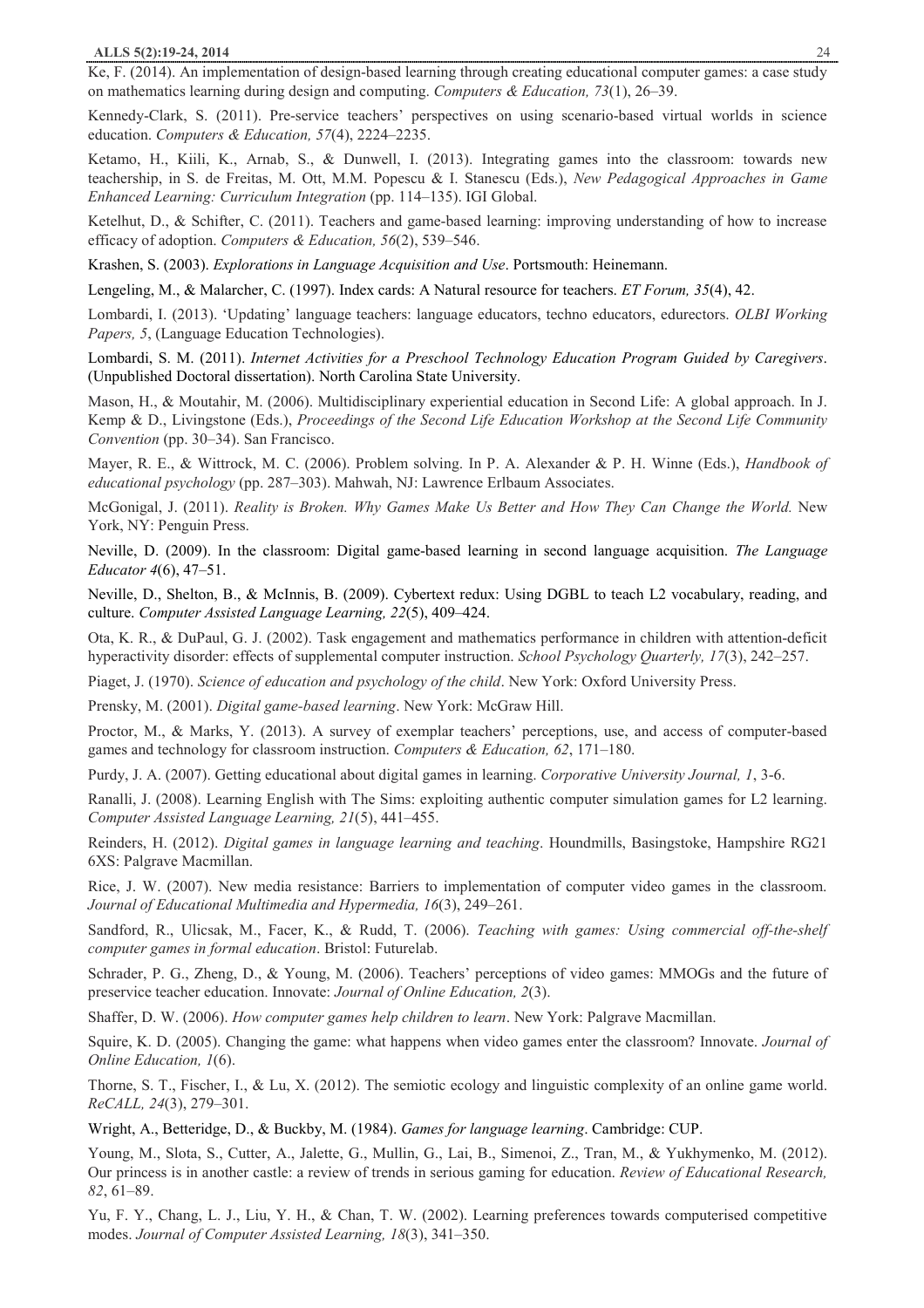Ke, F. (2014). An implementation of design-based learning through creating educational computer games: a case study on mathematics learning during design and computing. *Computers & Education, 73*(1), 26–39.

Kennedy-Clark, S. (2011). Pre-service teachers' perspectives on using scenario-based virtual worlds in science education. *Computers & Education, 57*(4), 2224–2235.

Ketamo, H., Kiili, K., Arnab, S., & Dunwell, I. (2013). Integrating games into the classroom: towards new teachership, in S. de Freitas, M. Ott, M.M. Popescu & I. Stanescu (Eds.), *New Pedagogical Approaches in Game Enhanced Learning: Curriculum Integration* (pp. 114–135). IGI Global.

Ketelhut, D., & Schifter, C. (2011). Teachers and game-based learning: improving understanding of how to increase efficacy of adoption. *Computers & Education, 56*(2), 539–546.

Krashen, S. (2003). *Explorations in Language Acquisition and Use*. Portsmouth: Heinemann.

Lengeling, M., & Malarcher, C. (1997). Index cards: A Natural resource for teachers. *ET Forum, 35*(4), 42.

Lombardi, I. (2013). 'Updating' language teachers: language educators, techno educators, edurectors. *OLBI Working Papers, 5*, (Language Education Technologies).

Lombardi, S. M. (2011). *Internet Activities for a Preschool Technology Education Program Guided by Caregivers*. (Unpublished Doctoral dissertation). North Carolina State University.

Mason, H., & Moutahir, M. (2006). Multidisciplinary experiential education in Second Life: A global approach. In J. Kemp & D., Livingstone (Eds.), *Proceedings of the Second Life Education Workshop at the Second Life Community Convention* (pp. 30–34). San Francisco.

Mayer, R. E., & Wittrock, M. C. (2006). Problem solving. In P. A. Alexander & P. H. Winne (Eds.), *Handbook of educational psychology* (pp. 287–303). Mahwah, NJ: Lawrence Erlbaum Associates.

McGonigal, J. (2011). *Reality is Broken. Why Games Make Us Better and How They Can Change the World.* New York, NY: Penguin Press.

Neville, D. (2009). In the classroom: Digital game-based learning in second language acquisition. *The Language Educator 4*(6), 47–51.

Neville, D., Shelton, B., & McInnis, B. (2009). Cybertext redux: Using DGBL to teach L2 vocabulary, reading, and culture. *Computer Assisted Language Learning, 22*(5), 409–424.

Ota, K. R., & DuPaul, G. J. (2002). Task engagement and mathematics performance in children with attention-deficit hyperactivity disorder: effects of supplemental computer instruction. *School Psychology Quarterly, 17*(3), 242–257.

Piaget, J. (1970). *Science of education and psychology of the child*. New York: Oxford University Press.

Prensky, M. (2001). *Digital game-based learning*. New York: McGraw Hill.

Proctor, M., & Marks, Y. (2013). A survey of exemplar teachers' perceptions, use, and access of computer-based games and technology for classroom instruction. *Computers & Education, 62*, 171–180.

Purdy, J. A. (2007). Getting educational about digital games in learning. *Corporative University Journal, 1*, 3-6.

Ranalli, J. (2008). Learning English with The Sims: exploiting authentic computer simulation games for L2 learning. *Computer Assisted Language Learning, 21*(5), 441–455.

Reinders, H. (2012). *Digital games in language learning and teaching*. Houndmills, Basingstoke, Hampshire RG21 6XS: Palgrave Macmillan.

Rice, J. W. (2007). New media resistance: Barriers to implementation of computer video games in the classroom. *Journal of Educational Multimedia and Hypermedia, 16*(3), 249–261.

Sandford, R., Ulicsak, M., Facer, K., & Rudd, T. (2006). *Teaching with games: Using commercial off-the-shelf computer games in formal education*. Bristol: Futurelab.

Schrader, P. G., Zheng, D., & Young, M. (2006). Teachers' perceptions of video games: MMOGs and the future of preservice teacher education. Innovate: *Journal of Online Education, 2*(3).

Shaffer, D. W. (2006). *How computer games help children to learn*. New York: Palgrave Macmillan.

Squire, K. D. (2005). Changing the game: what happens when video games enter the classroom? Innovate. *Journal of Online Education, 1*(6).

Thorne, S. T., Fischer, I., & Lu, X. (2012). The semiotic ecology and linguistic complexity of an online game world. *ReCALL, 24*(3), 279–301.

Wright, A., Betteridge, D., & Buckby, M. (1984). *Games for language learning*. Cambridge: CUP.

Young, M., Slota, S., Cutter, A., Jalette, G., Mullin, G., Lai, B., Simenoi, Z., Tran, M., & Yukhymenko, M. (2012). Our princess is in another castle: a review of trends in serious gaming for education. *Review of Educational Research, 82*, 61–89.

Yu, F. Y., Chang, L. J., Liu, Y. H., & Chan, T. W. (2002). Learning preferences towards computerised competitive modes. *Journal of Computer Assisted Learning, 18*(3), 341–350.